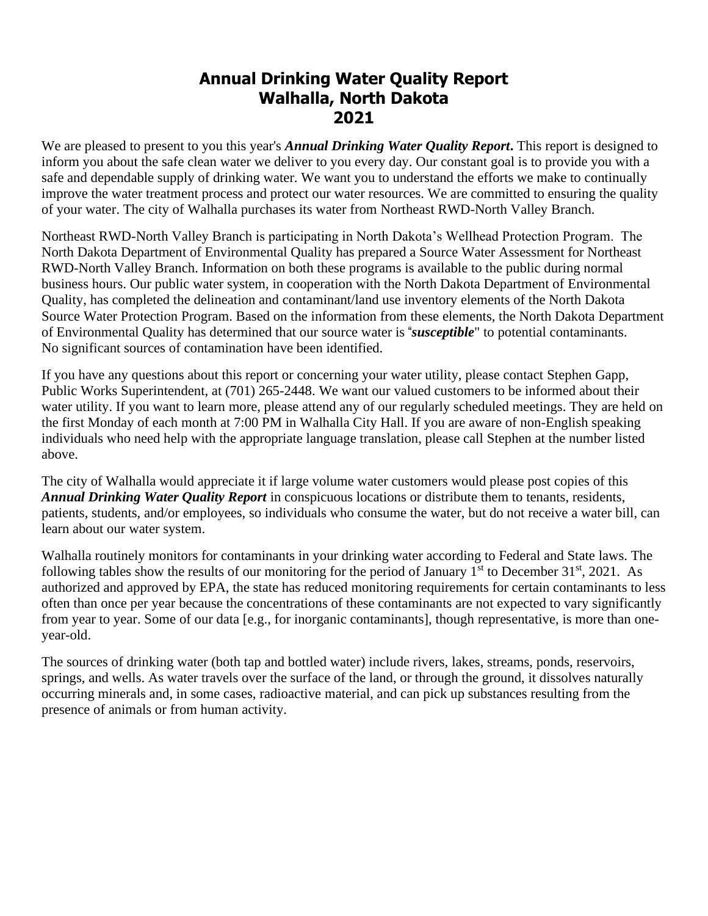# Annual Drinking Water Quality Report
# Walhalla, North Dakota
# 2021

We are pleased to present to you this year's ***Annual Drinking Water Quality Report*****.** This report is designed to inform you about the safe clean water we deliver to you every day. Our constant goal is to provide you with a safe and dependable supply of drinking water. We want you to understand the efforts we make to continually improve the water treatment process and protect our water resources. We are committed to ensuring the quality of your water. The city of Walhalla purchases its water from Northeast RWD-North Valley Branch.

Northeast RWD-North Valley Branch is participating in North Dakota's Wellhead Protection Program. The North Dakota Department of Environmental Quality has prepared a Source Water Assessment for Northeast RWD-North Valley Branch. Information on both these programs is available to the public during normal business hours. Our public water system, in cooperation with the North Dakota Department of Environmental Quality, has completed the delineation and contaminant/land use inventory elements of the North Dakota Source Water Protection Program. Based on the information from these elements, the North Dakota Department of Environmental Quality has determined that our source water is "***susceptible***" to potential contaminants. No significant sources of contamination have been identified.

If you have any questions about this report or concerning your water utility, please contact Stephen Gapp, Public Works Superintendent, at (701) 265-2448. We want our valued customers to be informed about their water utility. If you want to learn more, please attend any of our regularly scheduled meetings. They are held on the first Monday of each month at 7:00 PM in Walhalla City Hall. If you are aware of non-English speaking individuals who need help with the appropriate language translation, please call Stephen at the number listed above.

The city of Walhalla would appreciate it if large volume water customers would please post copies of this ***Annual Drinking Water Quality Report*** in conspicuous locations or distribute them to tenants, residents, patients, students, and/or employees, so individuals who consume the water, but do not receive a water bill, can learn about our water system.

Walhalla routinely monitors for contaminants in your drinking water according to Federal and State laws. The following tables show the results of our monitoring for the period of January 1st to December 31st, 2021. As authorized and approved by EPA, the state has reduced monitoring requirements for certain contaminants to less often than once per year because the concentrations of these contaminants are not expected to vary significantly from year to year. Some of our data [e.g., for inorganic contaminants], though representative, is more than one-year-old.

The sources of drinking water (both tap and bottled water) include rivers, lakes, streams, ponds, reservoirs, springs, and wells. As water travels over the surface of the land, or through the ground, it dissolves naturally occurring minerals and, in some cases, radioactive material, and can pick up substances resulting from the presence of animals or from human activity.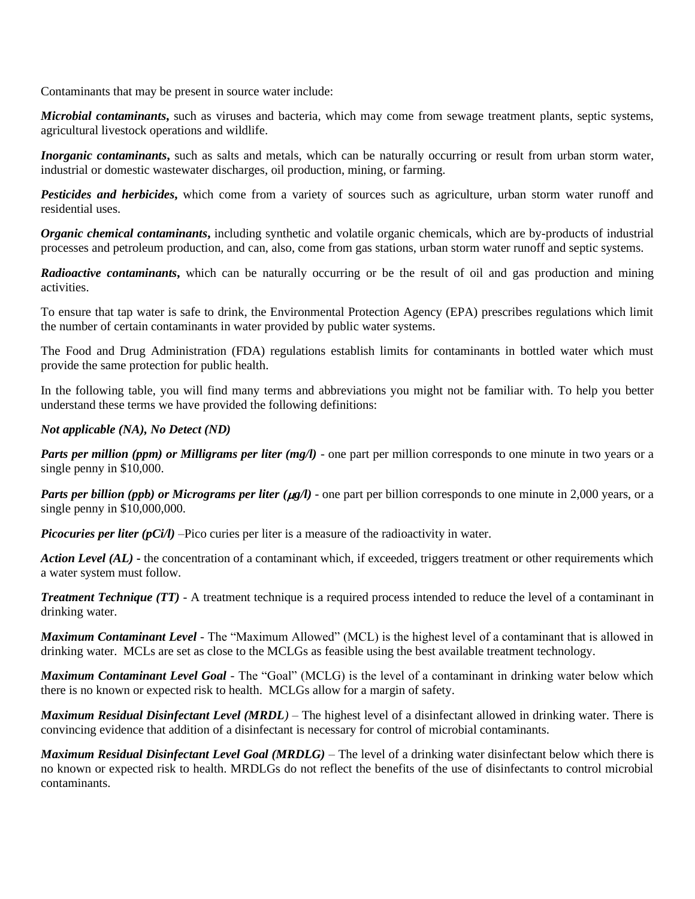Contaminants that may be present in source water include:

***Microbial contaminants*,** such as viruses and bacteria, which may come from sewage treatment plants, septic systems, agricultural livestock operations and wildlife.

***Inorganic contaminants*,** such as salts and metals, which can be naturally occurring or result from urban storm water, industrial or domestic wastewater discharges, oil production, mining, or farming.

***Pesticides and herbicides*,** which come from a variety of sources such as agriculture, urban storm water runoff and residential uses.

***Organic chemical contaminants*,** including synthetic and volatile organic chemicals, which are by-products of industrial processes and petroleum production, and can, also, come from gas stations, urban storm water runoff and septic systems.

***Radioactive contaminants*,** which can be naturally occurring or be the result of oil and gas production and mining activities.

To ensure that tap water is safe to drink, the Environmental Protection Agency (EPA) prescribes regulations which limit the number of certain contaminants in water provided by public water systems.

The Food and Drug Administration (FDA) regulations establish limits for contaminants in bottled water which must provide the same protection for public health.

In the following table, you will find many terms and abbreviations you might not be familiar with. To help you better understand these terms we have provided the following definitions:

***Not applicable (NA), No Detect (ND)***

***Parts per million (ppm) or Milligrams per liter (mg/l)*** - one part per million corresponds to one minute in two years or a single penny in $10,000.

***Parts per billion (ppb) or Micrograms per liter (μg/l)*** - one part per billion corresponds to one minute in 2,000 years, or a single penny in $10,000,000.

***Picocuries per liter (pCi/l)*** –Pico curies per liter is a measure of the radioactivity in water.

***Action Level (AL)*** **-** the concentration of a contaminant which, if exceeded, triggers treatment or other requirements which a water system must follow.

***Treatment Technique (TT)*** - A treatment technique is a required process intended to reduce the level of a contaminant in drinking water.

***Maximum Contaminant Level*** - The "Maximum Allowed" (MCL) is the highest level of a contaminant that is allowed in drinking water. MCLs are set as close to the MCLGs as feasible using the best available treatment technology.

***Maximum Contaminant Level Goal*** - The "Goal" (MCLG) is the level of a contaminant in drinking water below which there is no known or expected risk to health. MCLGs allow for a margin of safety.

***Maximum Residual Disinfectant Level (MRDL)*** – The highest level of a disinfectant allowed in drinking water. There is convincing evidence that addition of a disinfectant is necessary for control of microbial contaminants.

***Maximum Residual Disinfectant Level Goal (MRDLG)*** – The level of a drinking water disinfectant below which there is no known or expected risk to health. MRDLGs do not reflect the benefits of the use of disinfectants to control microbial contaminants.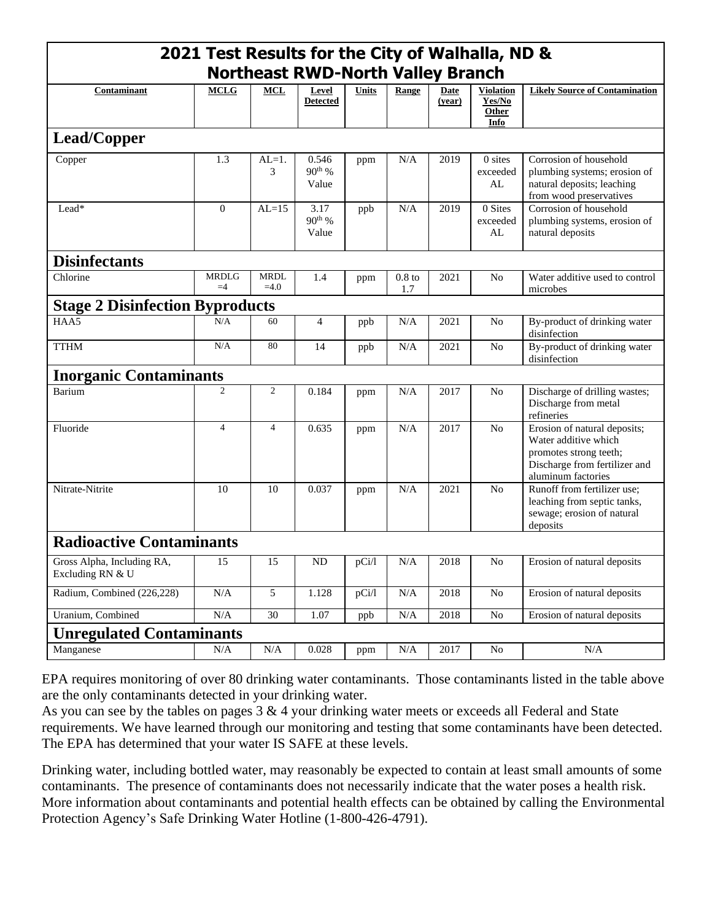## 2021 Test Results for the City of Walhalla, ND & Northeast RWD-North Valley Branch

| Contaminant | MCLG | MCL | Level Detected | Units | Range | Date (year) | Violation Yes/No Other Info | Likely Source of Contamination |
|---|---|---|---|---|---|---|---|---|
| **Lead/Copper** | | | | | | | | |
| Copper | 1.3 | AL=1.3 | 0.546 90th % Value | ppm | N/A | 2019 | 0 sites exceeded AL | Corrosion of household plumbing systems; erosion of natural deposits; leaching from wood preservatives |
| Lead* | 0 | AL=15 | 3.17 90th % Value | ppb | N/A | 2019 | 0 Sites exceeded AL | Corrosion of household plumbing systems, erosion of natural deposits |
| **Disinfectants** | | | | | | | | |
| Chlorine | MRDLG =4 | MRDL =4.0 | 1.4 | ppm | 0.8 to 1.7 | 2021 | No | Water additive used to control microbes |
| **Stage 2 Disinfection Byproducts** | | | | | | | | |
| HAA5 | N/A | 60 | 4 | ppb | N/A | 2021 | No | By-product of drinking water disinfection |
| TTHM | N/A | 80 | 14 | ppb | N/A | 2021 | No | By-product of drinking water disinfection |
| **Inorganic Contaminants** | | | | | | | | |
| Barium | 2 | 2 | 0.184 | ppm | N/A | 2017 | No | Discharge of drilling wastes; Discharge from metal refineries |
| Fluoride | 4 | 4 | 0.635 | ppm | N/A | 2017 | No | Erosion of natural deposits; Water additive which promotes strong teeth; Discharge from fertilizer and aluminum factories |
| Nitrate-Nitrite | 10 | 10 | 0.037 | ppm | N/A | 2021 | No | Runoff from fertilizer use; leaching from septic tanks, sewage; erosion of natural deposits |
| **Radioactive Contaminants** | | | | | | | | |
| Gross Alpha, Including RA, Excluding RN & U | 15 | 15 | ND | pCi/l | N/A | 2018 | No | Erosion of natural deposits |
| Radium, Combined (226,228) | N/A | 5 | 1.128 | pCi/l | N/A | 2018 | No | Erosion of natural deposits |
| Uranium, Combined | N/A | 30 | 1.07 | ppb | N/A | 2018 | No | Erosion of natural deposits |
| **Unregulated Contaminants** | | | | | | | | |
| Manganese | N/A | N/A | 0.028 | ppm | N/A | 2017 | No | N/A |

EPA requires monitoring of over 80 drinking water contaminants. Those contaminants listed in the table above are the only contaminants detected in your drinking water.
As you can see by the tables on pages 3 & 4 your drinking water meets or exceeds all Federal and State requirements. We have learned through our monitoring and testing that some contaminants have been detected. The EPA has determined that your water IS SAFE at these levels.

Drinking water, including bottled water, may reasonably be expected to contain at least small amounts of some contaminants. The presence of contaminants does not necessarily indicate that the water poses a health risk. More information about contaminants and potential health effects can be obtained by calling the Environmental Protection Agency's Safe Drinking Water Hotline (1-800-426-4791).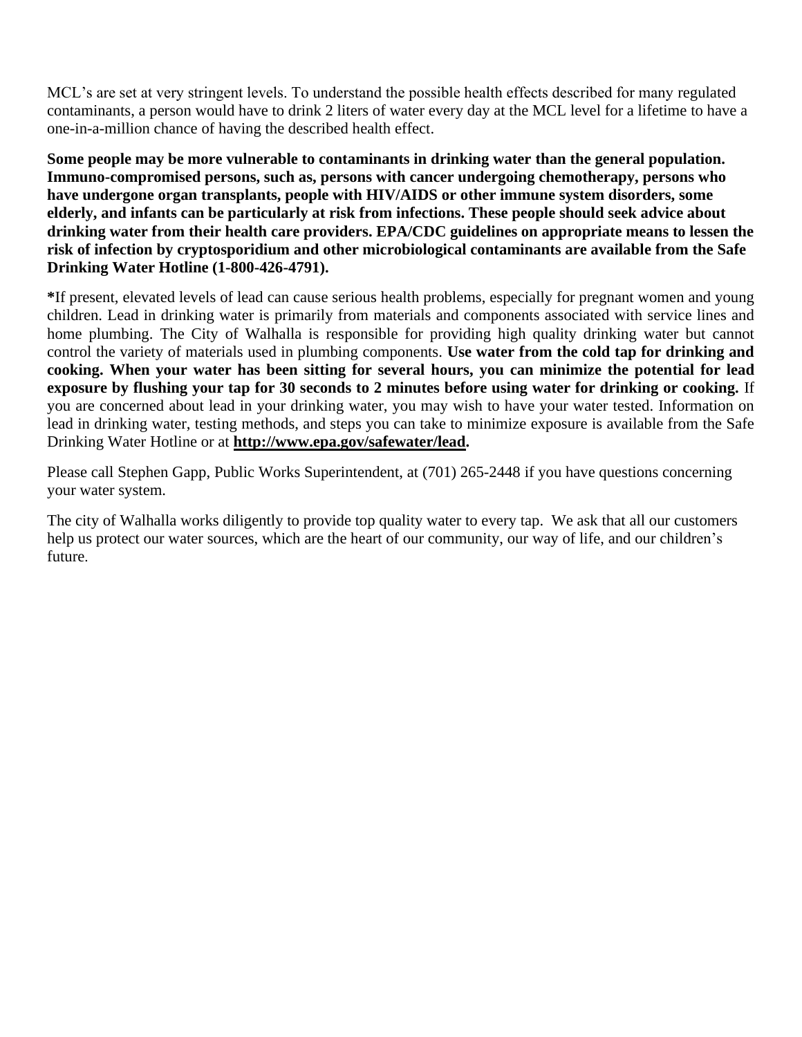MCL's are set at very stringent levels. To understand the possible health effects described for many regulated contaminants, a person would have to drink 2 liters of water every day at the MCL level for a lifetime to have a one-in-a-million chance of having the described health effect.

**Some people may be more vulnerable to contaminants in drinking water than the general population. Immuno-compromised persons, such as, persons with cancer undergoing chemotherapy, persons who have undergone organ transplants, people with HIV/AIDS or other immune system disorders, some elderly, and infants can be particularly at risk from infections. These people should seek advice about drinking water from their health care providers. EPA/CDC guidelines on appropriate means to lessen the risk of infection by cryptosporidium and other microbiological contaminants are available from the Safe Drinking Water Hotline (1-800-426-4791).**

**\***If present, elevated levels of lead can cause serious health problems, especially for pregnant women and young children. Lead in drinking water is primarily from materials and components associated with service lines and home plumbing. The City of Walhalla is responsible for providing high quality drinking water but cannot control the variety of materials used in plumbing components. **Use water from the cold tap for drinking and cooking. When your water has been sitting for several hours, you can minimize the potential for lead exposure by flushing your tap for 30 seconds to 2 minutes before using water for drinking or cooking.** If you are concerned about lead in your drinking water, you may wish to have your water tested. Information on lead in drinking water, testing methods, and steps you can take to minimize exposure is available from the Safe Drinking Water Hotline or at **http://www.epa.gov/safewater/lead.**

Please call Stephen Gapp, Public Works Superintendent, at (701) 265-2448 if you have questions concerning your water system.

The city of Walhalla works diligently to provide top quality water to every tap. We ask that all our customers help us protect our water sources, which are the heart of our community, our way of life, and our children's future.